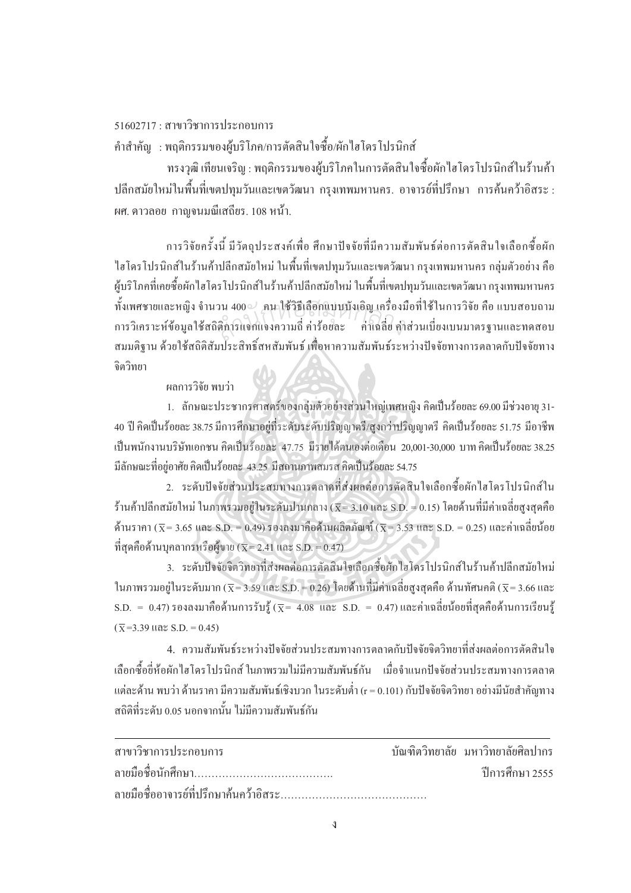51602717 : สาขาวิชาการประกอบการ

คำสำคัญ : พฤติกรรมของผู้บริโภค/การตัดสินใจซื้อ/ผักไฮโดรโปรนิกส์

ทรงวุฒิ เทียนเจริญ : พฤติกรรมของผู้บริโภคในการตัดสินใจซื้อผักไฮโดรโปรนิกส์ในร้านค้าปลีกสมัยใหม่ในพื้นที่เขตปทุมวันและเขตวัฒนา กรุงเทพมหานคร. อาจารย์ที่ปรึกษา การค้นคว้าอิสระ : ผศ. ดาวลอย กาญจนมณีเสถียร. 108 หน้า.

การวิจัยครั้งนี้ มีวัตถุประสงค์เพื่อ ศึกษาปัจจัยที่มีความสัมพันธ์ต่อการตัดสินใจเลือกซื้อผักไฮโดรโปรนิกส์ในร้านค้าปลีกสมัยใหม่ ในพื้นที่เขตปทุมวันและเขตวัฒนา กรุงเทพมหานคร กลุ่มตัวอย่าง คือ ผู้บริโภคที่เคยซื้อผักไฮโดรโปรนิกส์ในร้านค้าปลีกสมัยใหม่ ในพื้นที่เขตปทุมวันและเขตวัฒนา กรุงเทพมหานคร ทั้งเพศชายและหญิง จำนวน 400 คน ใช้วิธีเลือกแบบบังเอิญ เครื่องมือที่ใช้ในการวิจัย คือ แบบสอบถาม การวิเคราะห์ข้อมูลใช้สถิติการแจกแจงความถี่ ค่าร้อยละ ค่าเฉลี่ย ค่าส่วนเบี่ยงเบนมาตรฐานและทดสอบสมมติฐาน ด้วยใช้สถิติสัมประสิทธิ์สหสัมพันธ์ เพื่อหาความสัมพันธ์ระหว่างปัจจัยทางการตลาดกับปัจจัยทางจิตวิทยา

ผลการวิจัย พบว่า

1. ลักษณะประชากรศาสตร์ของกลุ่มตัวอย่างส่วนใหญ่เพศหญิง คิดเป็นร้อยละ 69.00 มีช่วงอายุ 31-40 ปี คิดเป็นร้อยละ 38.75 มีการศึกษาอยู่ที่ระดับระดับปริญญาตรี/สูงกว่าปริญญาตรี คิดเป็นร้อยละ 51.75 มีอาชีพเป็นพนักงานบริษัทเอกชน คิดเป็นร้อยละ 47.75 มีรายได้ตนเองต่อเดือน 20,001-30,000 บาท คิดเป็นร้อยละ 38.25 มีลักษณะที่อยู่อาศัย คิดเป็นร้อยละ 43.25 มีสถานภาพสมรส คิดเป็นร้อยละ 54.75

2. ระดับปัจจัยส่วนประสมทางการตลาดที่ส่งผลต่อการตัดสินใจเลือกซื้อผักไฮโดรโปรนิกส์ในร้านค้าปลีกสมัยใหม่ ในภาพรวมอยู่ในระดับปานกลาง ($\overline{X}$= 3.10 และ S.D. = 0.15) โดยด้านที่มีค่าเฉลี่ยสูงสุดคือ ด้านราคา ($\overline{X}$= 3.65 และ S.D. = 0.49) รองลงมาคือด้านผลิตภัณฑ์ ($\overline{X}$= 3.53 และ S.D. = 0.25) และค่าเฉลี่ยน้อยที่สุดคือด้านบุคลากรหรือผู้ขาย ($\overline{X}$= 2.41 และ S.D. = 0.47)

3. ระดับปัจจัยจิตวิทยาที่ส่งผลต่อการตัดสินใจเลือกซื้อผักไฮโดรโปรนิกส์ในร้านค้าปลีกสมัยใหม่ ในภาพรวมอยู่ในระดับมาก ($\overline{X}$= 3.59 และ S.D. = 0.26) โดยด้านที่มีค่าเฉลี่ยสูงสุดคือ ด้านทัศนคติ ($\overline{X}$= 3.66 และ S.D. = 0.47) รองลงมาคือด้านการรับรู้ ($\overline{X}$= 4.08 และ S.D. = 0.47) และค่าเฉลี่ยน้อยที่สุดคือด้านการเรียนรู้ ($\overline{X}$=3.39 และ S.D. = 0.45)

4. ความสัมพันธ์ระหว่างปัจจัยส่วนประสมทางการตลาดกับปัจจัยจิตวิทยาที่ส่งผลต่อการตัดสินใจเลือกซื้อยี่ห้อผักไฮโดรโปรนิกส์ ในภาพรวมไม่มีความสัมพันธ์กัน เมื่อจำแนกปัจจัยส่วนประสมทางการตลาดแต่ละด้าน พบว่า ด้านราคา มีความสัมพันธ์เชิงบวก ในระดับต่ำ (r = 0.101) กับปัจจัยจิตวิทยา อย่างมีนัยสำคัญทางสถิติที่ระดับ 0.05 นอกจากนั้น ไม่มีความสัมพันธ์กัน

---

สาขาวิชาการประกอบการ บัณฑิตวิทยาลัย มหาวิทยาลัยศิลปากร

ลายมือชื่อนักศึกษา…………………………………. ปีการศึกษา 2555

ลายมือชื่ออาจารย์ที่ปรึกษาค้นคว้าอิสระ……………………………………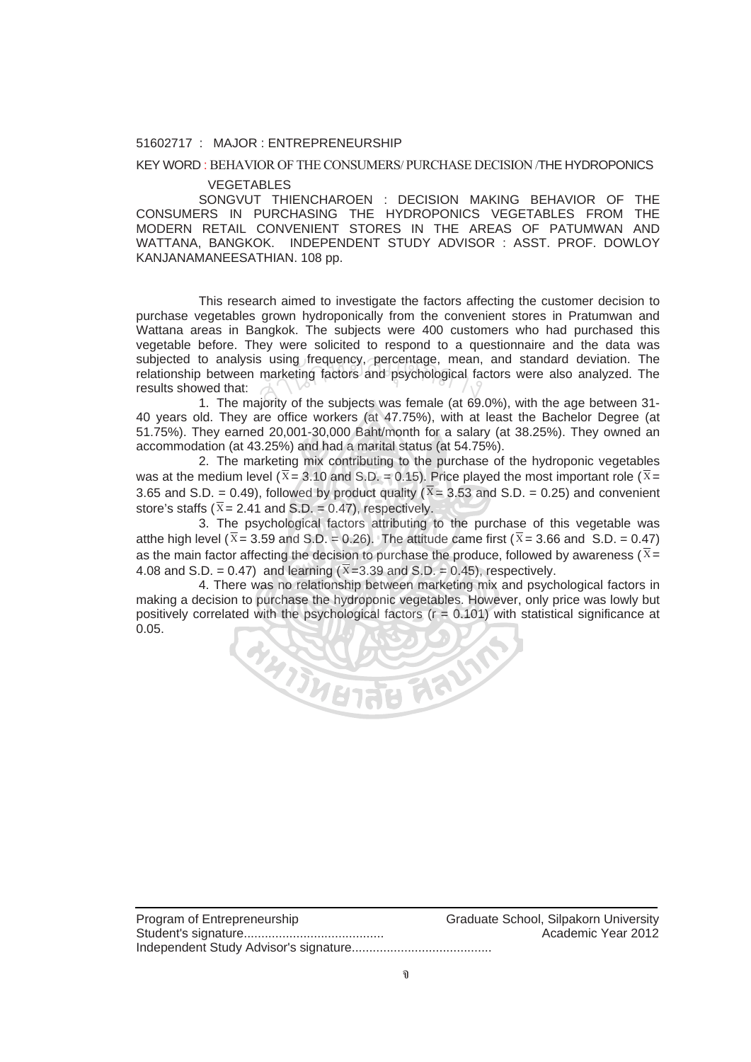51602717 : MAJOR : ENTREPRENEURSHIP

KEY WORD : BEHAVIOR OF THE CONSUMERS/ PURCHASE DECISION /THE HYDROPONICS VEGETABLES

SONGVUT THIENCHAROEN : DECISION MAKING BEHAVIOR OF THE CONSUMERS IN PURCHASING THE HYDROPONICS VEGETABLES FROM THE MODERN RETAIL CONVENIENT STORES IN THE AREAS OF PATUMWAN AND WATTANA, BANGKOK. INDEPENDENT STUDY ADVISOR : ASST. PROF. DOWLOY KANJANAMANEESATHIAN. 108 pp.

This research aimed to investigate the factors affecting the customer decision to purchase vegetables grown hydroponically from the convenient stores in Pratumwan and Wattana areas in Bangkok. The subjects were 400 customers who had purchased this vegetable before. They were solicited to respond to a questionnaire and the data was subjected to analysis using frequency, percentage, mean, and standard deviation. The relationship between marketing factors and psychological factors were also analyzed. The results showed that:

1. The majority of the subjects was female (at 69.0%), with the age between 31-40 years old. They are office workers (at 47.75%), with at least the Bachelor Degree (at 51.75%). They earned 20,001-30,000 Baht/month for a salary (at 38.25%). They owned an accommodation (at 43.25%) and had a marital status (at 54.75%).

2. The marketing mix contributing to the purchase of the hydroponic vegetables was at the medium level ($\overline{X}$ = 3.10 and S.D. = 0.15). Price played the most important role ($\overline{X}$ = 3.65 and S.D. = 0.49), followed by product quality ($\overline{X}$ = 3.53 and S.D. = 0.25) and convenient store's staffs ($\overline{X}$ = 2.41 and S.D. = 0.47), respectively.

3. The psychological factors attributing to the purchase of this vegetable was atthe high level ($\overline{X}$ = 3.59 and S.D. = 0.26). The attitude came first ($\overline{X}$ = 3.66 and S.D. = 0.47) as the main factor affecting the decision to purchase the produce, followed by awareness ($\overline{X}$ = 4.08 and S.D. = 0.47) and learning ($\overline{X}$ =3.39 and S.D. = 0.45), respectively.

4. There was no relationship between marketing mix and psychological factors in making a decision to purchase the hydroponic vegetables. However, only price was lowly but positively correlated with the psychological factors ($r$ = 0.101) with statistical significance at 0.05.

Program of Entrepreneurship — Graduate School, Silpakorn University

Student's signature........................................ — Academic Year 2012

Independent Study Advisor's signature........................................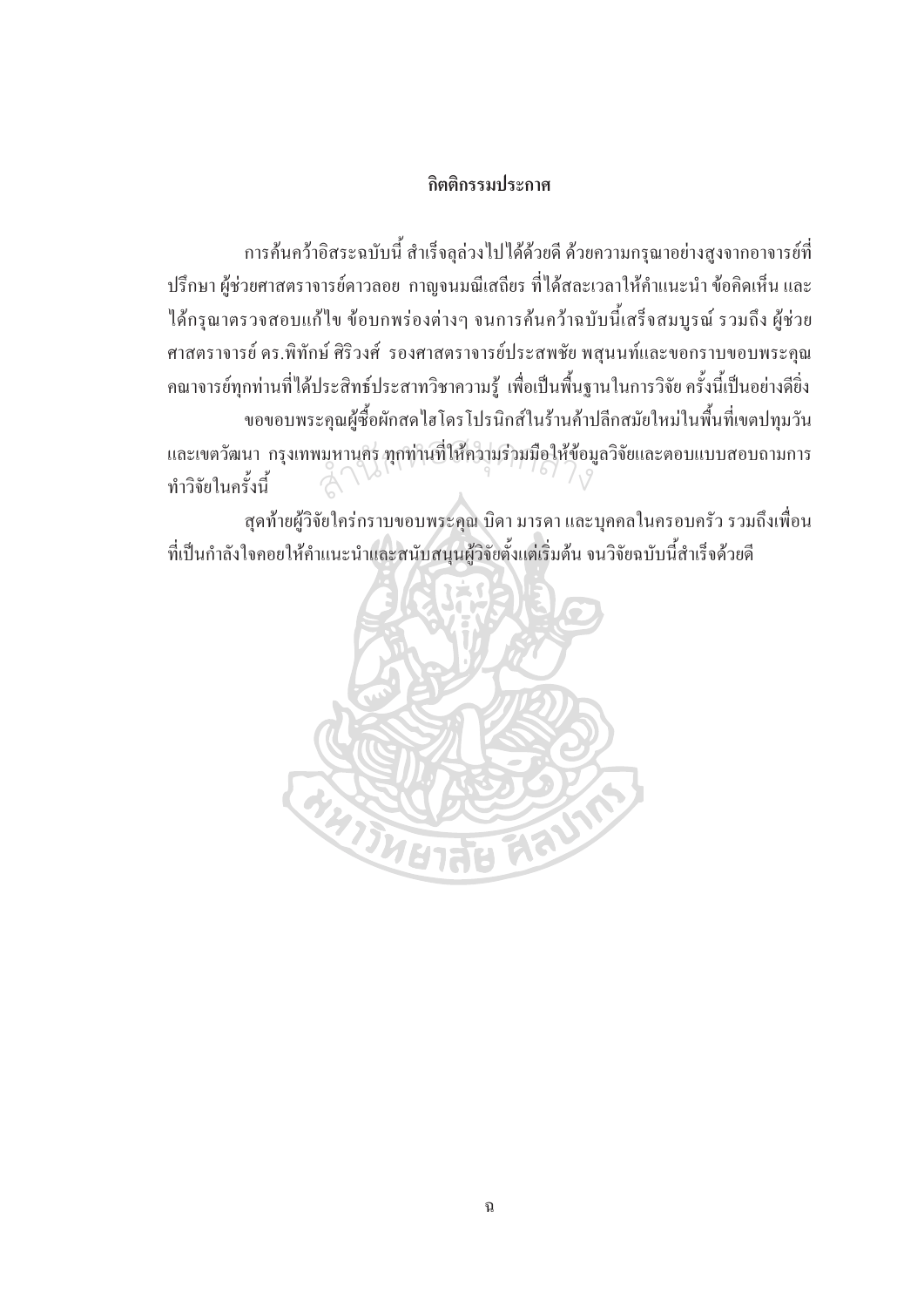## กิตติกรรมประกาศ

การค้นคว้าอิสระฉบับนี้ สำเร็จลุล่วงไปได้ด้วยดี ด้วยความกรุณาอย่างสูงจากอาจารย์ที่ปรึกษา ผู้ช่วยศาสตราจารย์ดาวลอย กาญจนมณีเสถียร ที่ได้สละเวลาให้คำแนะนำ ข้อคิดเห็น และได้กรุณาตรวจสอบแก้ไข ข้อบกพร่องต่างๆ จนการค้นคว้าฉบับนี้เสร็จสมบูรณ์ รวมถึง ผู้ช่วยศาสตราจารย์ ดร.พิทักษ์ ศิริวงศ์ รองศาสตราจารย์ประสพชัย พสุนนท์และขอกราบขอบพระคุณคณาจารย์ทุกท่านที่ได้ประสิทธิ์ประสาทวิชาความรู้ เพื่อเป็นพื้นฐานในการวิจัย ครั้งนี้เป็นอย่างดียิ่ง

ขอขอบพระคุณผู้ซื้อผักสดไฮโดรโปรนิกส์ในร้านค้าปลีกสมัยใหม่ในพื้นที่เขตปทุมวัน และเขตวัฒนา กรุงเทพมหานคร ทุกท่านที่ให้ความร่วมมือให้ข้อมูลวิจัยและตอบแบบสอบถามการทำวิจัยในครั้งนี้

สุดท้ายผู้วิจัยใคร่กราบขอบพระคุณ บิดา มารดา และบุคคลในครอบครัว รวมถึงเพื่อนที่เป็นกำลังใจคอยให้คำแนะนำและสนับสนุนผู้วิจัยตั้งแต่เริ่มต้น จนวิจัยฉบับนี้สำเร็จด้วยดี